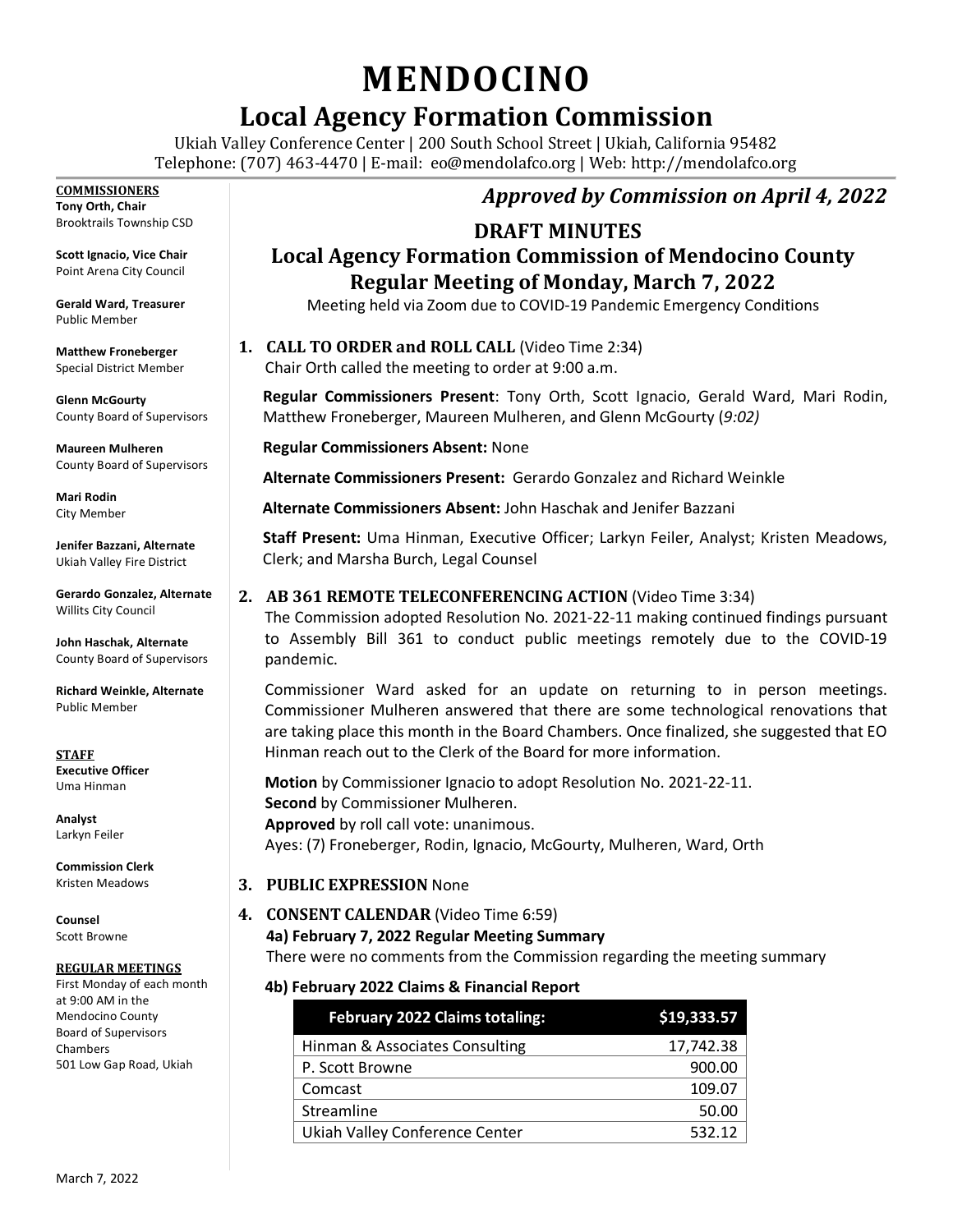# MENDOCINO

## Local Agency Formation Commission

Ukiah Valley Conference Center | 200 South School Street | Ukiah, California 95482
Telephone: (707) 463-4470 | E-mail: eo@mendolafco.org | Web: http://mendolafco.org

**COMMISSIONERS**

**Tony Orth, Chair**
Brooktrails Township CSD

**Scott Ignacio, Vice Chair**
Point Arena City Council

**Gerald Ward, Treasurer**
Public Member

**Matthew Froneberger**
Special District Member

**Glenn McGourty**
County Board of Supervisors

**Maureen Mulheren**
County Board of Supervisors

**Mari Rodin**
City Member

**Jenifer Bazzani, Alternate**
Ukiah Valley Fire District

**Gerardo Gonzalez, Alternate**
Willits City Council

**John Haschak, Alternate**
County Board of Supervisors

**Richard Weinkle, Alternate**
Public Member

**STAFF**

**Executive Officer**
Uma Hinman

**Analyst**
Larkyn Feiler

**Commission Clerk**
Kristen Meadows

**Counsel**
Scott Browne

**REGULAR MEETINGS**

First Monday of each month at 9:00 AM in the Mendocino County Board of Supervisors Chambers
501 Low Gap Road, Ukiah

*Approved by Commission on April 4, 2022*

## DRAFT MINUTES

## Local Agency Formation Commission of Mendocino County Regular Meeting of Monday, March 7, 2022

Meeting held via Zoom due to COVID-19 Pandemic Emergency Conditions

1. **CALL TO ORDER and ROLL CALL** (Video Time 2:34)
   Chair Orth called the meeting to order at 9:00 a.m.

   **Regular Commissioners Present**: Tony Orth, Scott Ignacio, Gerald Ward, Mari Rodin, Matthew Froneberger, Maureen Mulheren, and Glenn McGourty (*9:02)*

   **Regular Commissioners Absent:** None

   **Alternate Commissioners Present:** Gerardo Gonzalez and Richard Weinkle

   **Alternate Commissioners Absent:** John Haschak and Jenifer Bazzani

   **Staff Present:** Uma Hinman, Executive Officer; Larkyn Feiler, Analyst; Kristen Meadows, Clerk; and Marsha Burch, Legal Counsel

2. **AB 361 REMOTE TELECONFERENCING ACTION** (Video Time 3:34)
   The Commission adopted Resolution No. 2021-22-11 making continued findings pursuant to Assembly Bill 361 to conduct public meetings remotely due to the COVID-19 pandemic.

   Commissioner Ward asked for an update on returning to in person meetings. Commissioner Mulheren answered that there are some technological renovations that are taking place this month in the Board Chambers. Once finalized, she suggested that EO Hinman reach out to the Clerk of the Board for more information.

   **Motion** by Commissioner Ignacio to adopt Resolution No. 2021-22-11.
   **Second** by Commissioner Mulheren.
   **Approved** by roll call vote: unanimous.
   Ayes: (7) Froneberger, Rodin, Ignacio, McGourty, Mulheren, Ward, Orth

3. **PUBLIC EXPRESSION** None

4. **CONSENT CALENDAR** (Video Time 6:59)

   **4a) February 7, 2022 Regular Meeting Summary**
   There were no comments from the Commission regarding the meeting summary

   **4b) February 2022 Claims & Financial Report**

| February 2022 Claims totaling: | $19,333.57 |
|---|---:|
| Hinman & Associates Consulting | 17,742.38 |
| P. Scott Browne | 900.00 |
| Comcast | 109.07 |
| Streamline | 50.00 |
| Ukiah Valley Conference Center | 532.12 |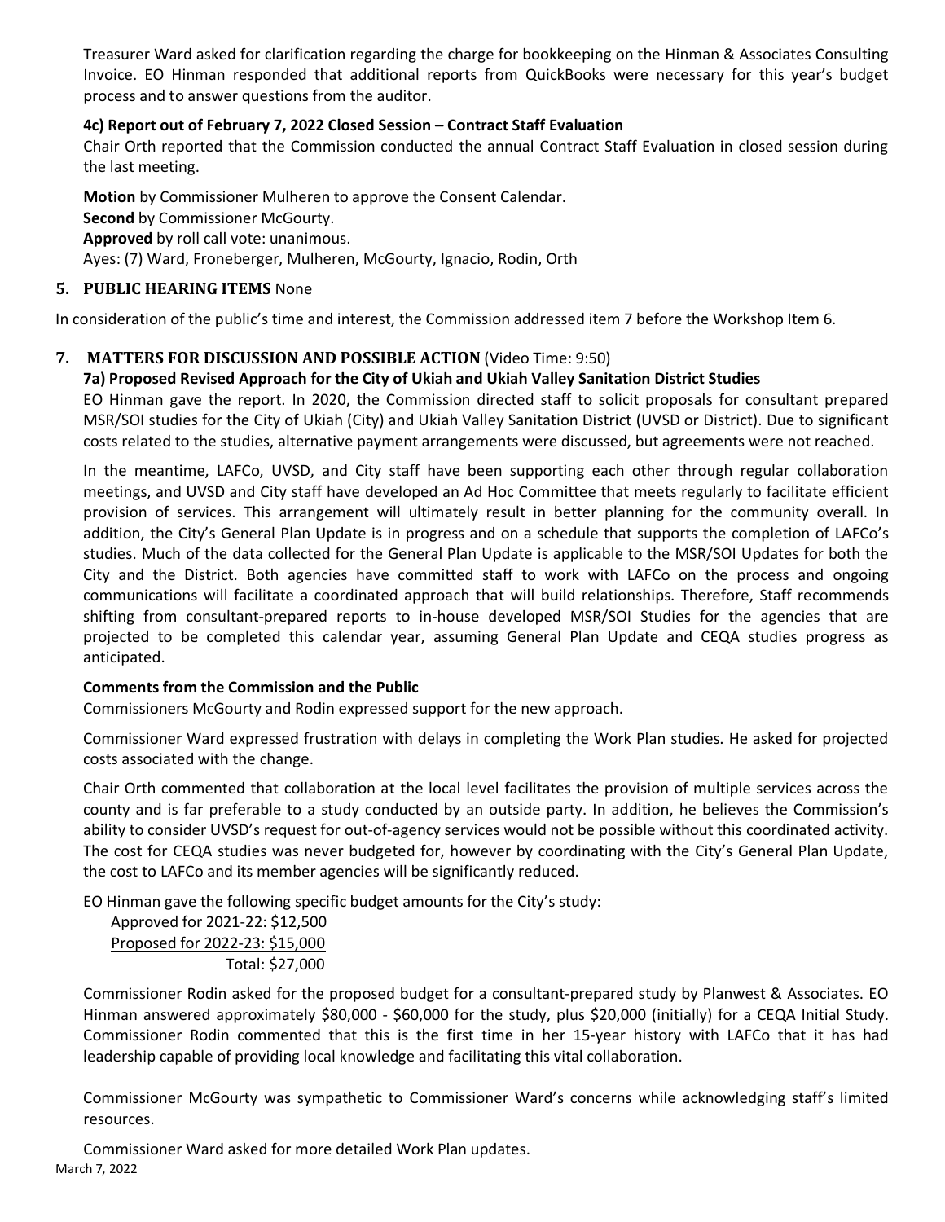Treasurer Ward asked for clarification regarding the charge for bookkeeping on the Hinman & Associates Consulting Invoice. EO Hinman responded that additional reports from QuickBooks were necessary for this year's budget process and to answer questions from the auditor.

**4c) Report out of February 7, 2022 Closed Session – Contract Staff Evaluation**

Chair Orth reported that the Commission conducted the annual Contract Staff Evaluation in closed session during the last meeting.

**Motion** by Commissioner Mulheren to approve the Consent Calendar.
**Second** by Commissioner McGourty.
**Approved** by roll call vote: unanimous.
Ayes: (7) Ward, Froneberger, Mulheren, McGourty, Ignacio, Rodin, Orth

## 5. PUBLIC HEARING ITEMS None

In consideration of the public's time and interest, the Commission addressed item 7 before the Workshop Item 6.

## 7. MATTERS FOR DISCUSSION AND POSSIBLE ACTION (Video Time: 9:50)

**7a) Proposed Revised Approach for the City of Ukiah and Ukiah Valley Sanitation District Studies**

EO Hinman gave the report. In 2020, the Commission directed staff to solicit proposals for consultant prepared MSR/SOI studies for the City of Ukiah (City) and Ukiah Valley Sanitation District (UVSD or District). Due to significant costs related to the studies, alternative payment arrangements were discussed, but agreements were not reached.

In the meantime, LAFCo, UVSD, and City staff have been supporting each other through regular collaboration meetings, and UVSD and City staff have developed an Ad Hoc Committee that meets regularly to facilitate efficient provision of services. This arrangement will ultimately result in better planning for the community overall. In addition, the City's General Plan Update is in progress and on a schedule that supports the completion of LAFCo's studies. Much of the data collected for the General Plan Update is applicable to the MSR/SOI Updates for both the City and the District. Both agencies have committed staff to work with LAFCo on the process and ongoing communications will facilitate a coordinated approach that will build relationships. Therefore, Staff recommends shifting from consultant-prepared reports to in-house developed MSR/SOI Studies for the agencies that are projected to be completed this calendar year, assuming General Plan Update and CEQA studies progress as anticipated.

**Comments from the Commission and the Public**

Commissioners McGourty and Rodin expressed support for the new approach.

Commissioner Ward expressed frustration with delays in completing the Work Plan studies. He asked for projected costs associated with the change.

Chair Orth commented that collaboration at the local level facilitates the provision of multiple services across the county and is far preferable to a study conducted by an outside party. In addition, he believes the Commission's ability to consider UVSD's request for out-of-agency services would not be possible without this coordinated activity. The cost for CEQA studies was never budgeted for, however by coordinating with the City's General Plan Update, the cost to LAFCo and its member agencies will be significantly reduced.

EO Hinman gave the following specific budget amounts for the City's study:

Approved for 2021-22: $12,500
Proposed for 2022-23: $15,000
Total: $27,000

Commissioner Rodin asked for the proposed budget for a consultant-prepared study by Planwest & Associates. EO Hinman answered approximately $80,000 - $60,000 for the study, plus $20,000 (initially) for a CEQA Initial Study. Commissioner Rodin commented that this is the first time in her 15-year history with LAFCo that it has had leadership capable of providing local knowledge and facilitating this vital collaboration.

Commissioner McGourty was sympathetic to Commissioner Ward's concerns while acknowledging staff's limited resources.

Commissioner Ward asked for more detailed Work Plan updates.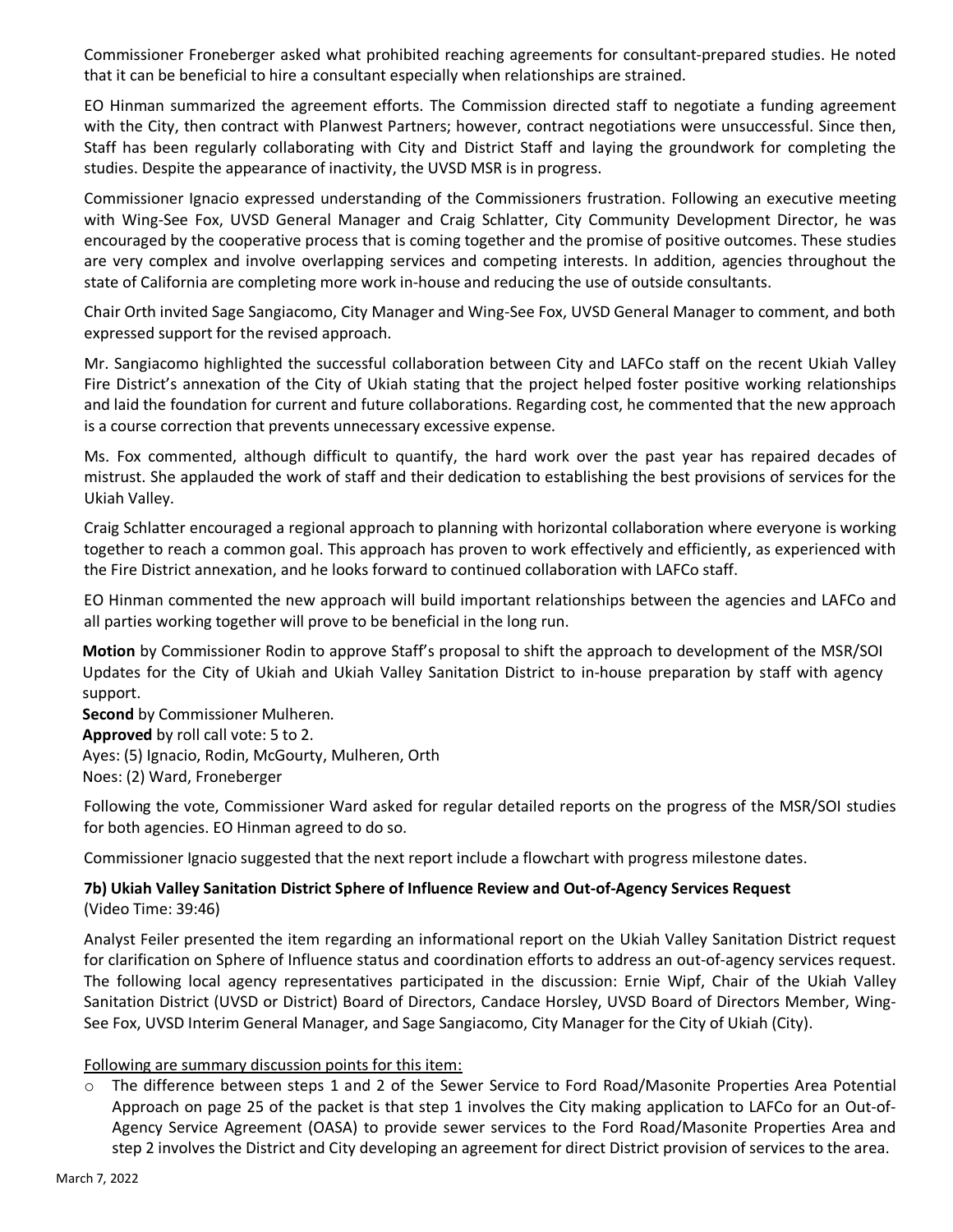Commissioner Froneberger asked what prohibited reaching agreements for consultant-prepared studies. He noted that it can be beneficial to hire a consultant especially when relationships are strained.

EO Hinman summarized the agreement efforts. The Commission directed staff to negotiate a funding agreement with the City, then contract with Planwest Partners; however, contract negotiations were unsuccessful. Since then, Staff has been regularly collaborating with City and District Staff and laying the groundwork for completing the studies. Despite the appearance of inactivity, the UVSD MSR is in progress.

Commissioner Ignacio expressed understanding of the Commissioners frustration. Following an executive meeting with Wing-See Fox, UVSD General Manager and Craig Schlatter, City Community Development Director, he was encouraged by the cooperative process that is coming together and the promise of positive outcomes. These studies are very complex and involve overlapping services and competing interests. In addition, agencies throughout the state of California are completing more work in-house and reducing the use of outside consultants.

Chair Orth invited Sage Sangiacomo, City Manager and Wing-See Fox, UVSD General Manager to comment, and both expressed support for the revised approach.

Mr. Sangiacomo highlighted the successful collaboration between City and LAFCo staff on the recent Ukiah Valley Fire District's annexation of the City of Ukiah stating that the project helped foster positive working relationships and laid the foundation for current and future collaborations. Regarding cost, he commented that the new approach is a course correction that prevents unnecessary excessive expense.

Ms. Fox commented, although difficult to quantify, the hard work over the past year has repaired decades of mistrust. She applauded the work of staff and their dedication to establishing the best provisions of services for the Ukiah Valley.

Craig Schlatter encouraged a regional approach to planning with horizontal collaboration where everyone is working together to reach a common goal. This approach has proven to work effectively and efficiently, as experienced with the Fire District annexation, and he looks forward to continued collaboration with LAFCo staff.

EO Hinman commented the new approach will build important relationships between the agencies and LAFCo and all parties working together will prove to be beneficial in the long run.

**Motion** by Commissioner Rodin to approve Staff's proposal to shift the approach to development of the MSR/SOI Updates for the City of Ukiah and Ukiah Valley Sanitation District to in-house preparation by staff with agency support.
**Second** by Commissioner Mulheren.
**Approved** by roll call vote: 5 to 2.
Ayes: (5) Ignacio, Rodin, McGourty, Mulheren, Orth
Noes: (2) Ward, Froneberger

Following the vote, Commissioner Ward asked for regular detailed reports on the progress of the MSR/SOI studies for both agencies. EO Hinman agreed to do so.

Commissioner Ignacio suggested that the next report include a flowchart with progress milestone dates.

**7b) Ukiah Valley Sanitation District Sphere of Influence Review and Out-of-Agency Services Request**
(Video Time: 39:46)

Analyst Feiler presented the item regarding an informational report on the Ukiah Valley Sanitation District request for clarification on Sphere of Influence status and coordination efforts to address an out-of-agency services request. The following local agency representatives participated in the discussion: Ernie Wipf, Chair of the Ukiah Valley Sanitation District (UVSD or District) Board of Directors, Candace Horsley, UVSD Board of Directors Member, Wing-See Fox, UVSD Interim General Manager, and Sage Sangiacomo, City Manager for the City of Ukiah (City).

<u>Following are summary discussion points for this item:</u>

- The difference between steps 1 and 2 of the Sewer Service to Ford Road/Masonite Properties Area Potential Approach on page 25 of the packet is that step 1 involves the City making application to LAFCo for an Out-of-Agency Service Agreement (OASA) to provide sewer services to the Ford Road/Masonite Properties Area and step 2 involves the District and City developing an agreement for direct District provision of services to the area.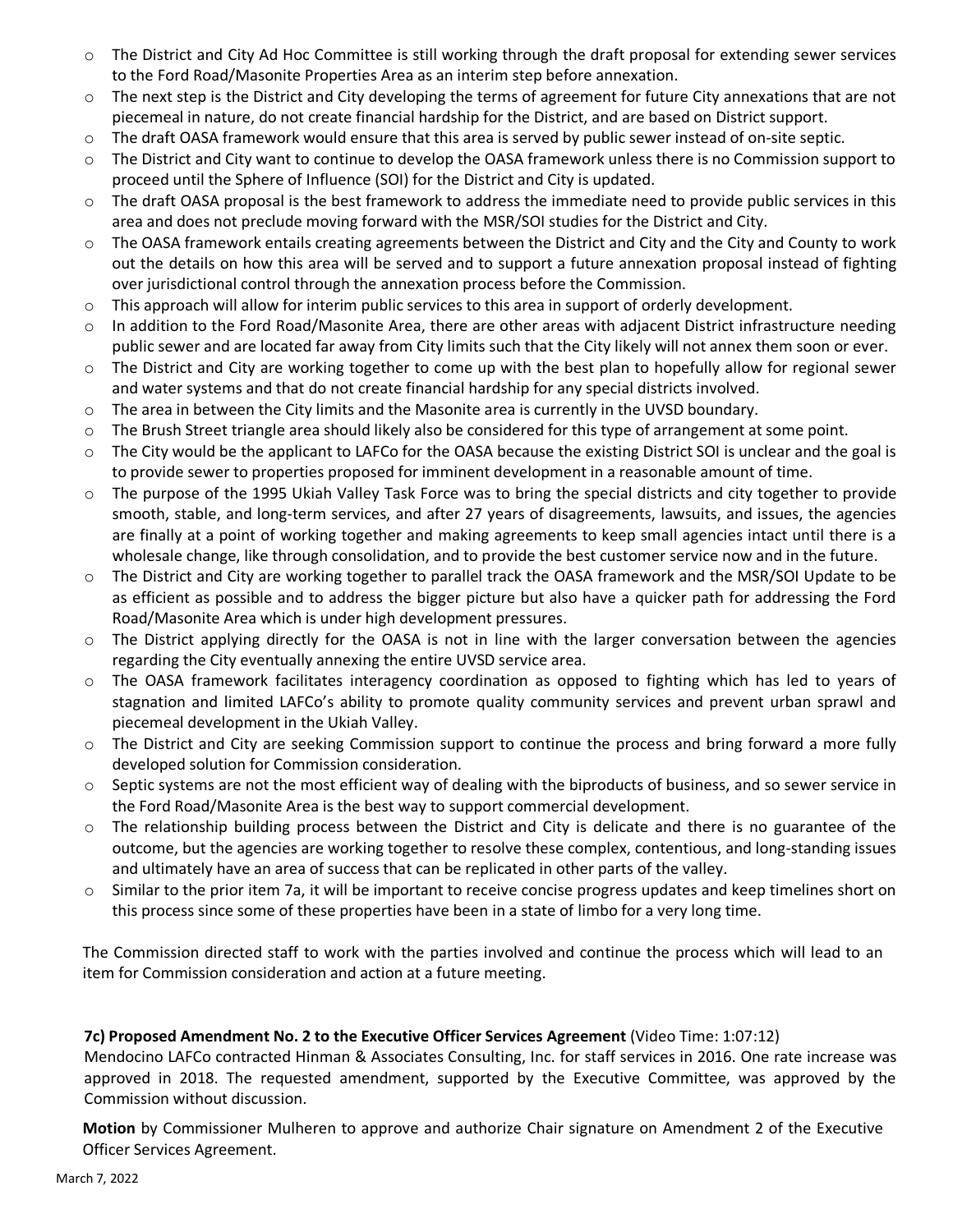- The District and City Ad Hoc Committee is still working through the draft proposal for extending sewer services to the Ford Road/Masonite Properties Area as an interim step before annexation.
- The next step is the District and City developing the terms of agreement for future City annexations that are not piecemeal in nature, do not create financial hardship for the District, and are based on District support.
- The draft OASA framework would ensure that this area is served by public sewer instead of on-site septic.
- The District and City want to continue to develop the OASA framework unless there is no Commission support to proceed until the Sphere of Influence (SOI) for the District and City is updated.
- The draft OASA proposal is the best framework to address the immediate need to provide public services in this area and does not preclude moving forward with the MSR/SOI studies for the District and City.
- The OASA framework entails creating agreements between the District and City and the City and County to work out the details on how this area will be served and to support a future annexation proposal instead of fighting over jurisdictional control through the annexation process before the Commission.
- This approach will allow for interim public services to this area in support of orderly development.
- In addition to the Ford Road/Masonite Area, there are other areas with adjacent District infrastructure needing public sewer and are located far away from City limits such that the City likely will not annex them soon or ever.
- The District and City are working together to come up with the best plan to hopefully allow for regional sewer and water systems and that do not create financial hardship for any special districts involved.
- The area in between the City limits and the Masonite area is currently in the UVSD boundary.
- The Brush Street triangle area should likely also be considered for this type of arrangement at some point.
- The City would be the applicant to LAFCo for the OASA because the existing District SOI is unclear and the goal is to provide sewer to properties proposed for imminent development in a reasonable amount of time.
- The purpose of the 1995 Ukiah Valley Task Force was to bring the special districts and city together to provide smooth, stable, and long-term services, and after 27 years of disagreements, lawsuits, and issues, the agencies are finally at a point of working together and making agreements to keep small agencies intact until there is a wholesale change, like through consolidation, and to provide the best customer service now and in the future.
- The District and City are working together to parallel track the OASA framework and the MSR/SOI Update to be as efficient as possible and to address the bigger picture but also have a quicker path for addressing the Ford Road/Masonite Area which is under high development pressures.
- The District applying directly for the OASA is not in line with the larger conversation between the agencies regarding the City eventually annexing the entire UVSD service area.
- The OASA framework facilitates interagency coordination as opposed to fighting which has led to years of stagnation and limited LAFCo's ability to promote quality community services and prevent urban sprawl and piecemeal development in the Ukiah Valley.
- The District and City are seeking Commission support to continue the process and bring forward a more fully developed solution for Commission consideration.
- Septic systems are not the most efficient way of dealing with the biproducts of business, and so sewer service in the Ford Road/Masonite Area is the best way to support commercial development.
- The relationship building process between the District and City is delicate and there is no guarantee of the outcome, but the agencies are working together to resolve these complex, contentious, and long-standing issues and ultimately have an area of success that can be replicated in other parts of the valley.
- Similar to the prior item 7a, it will be important to receive concise progress updates and keep timelines short on this process since some of these properties have been in a state of limbo for a very long time.

The Commission directed staff to work with the parties involved and continue the process which will lead to an item for Commission consideration and action at a future meeting.

**7c) Proposed Amendment No. 2 to the Executive Officer Services Agreement** (Video Time: 1:07:12)

Mendocino LAFCo contracted Hinman & Associates Consulting, Inc. for staff services in 2016. One rate increase was approved in 2018. The requested amendment, supported by the Executive Committee, was approved by the Commission without discussion.

**Motion** by Commissioner Mulheren to approve and authorize Chair signature on Amendment 2 of the Executive Officer Services Agreement.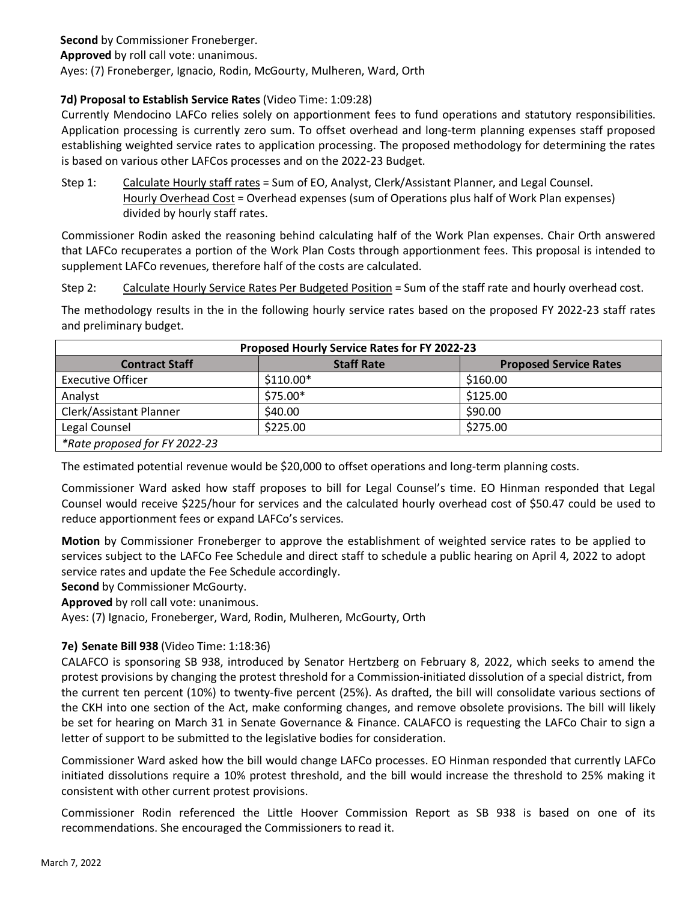**Second** by Commissioner Froneberger.
**Approved** by roll call vote: unanimous.
Ayes: (7) Froneberger, Ignacio, Rodin, McGourty, Mulheren, Ward, Orth

**7d) Proposal to Establish Service Rates** (Video Time: 1:09:28)

Currently Mendocino LAFCo relies solely on apportionment fees to fund operations and statutory responsibilities. Application processing is currently zero sum. To offset overhead and long-term planning expenses staff proposed establishing weighted service rates to application processing. The proposed methodology for determining the rates is based on various other LAFCos processes and on the 2022-23 Budget.

Step 1: Calculate Hourly staff rates = Sum of EO, Analyst, Clerk/Assistant Planner, and Legal Counsel.
Hourly Overhead Cost = Overhead expenses (sum of Operations plus half of Work Plan expenses) divided by hourly staff rates.

Commissioner Rodin asked the reasoning behind calculating half of the Work Plan expenses. Chair Orth answered that LAFCo recuperates a portion of the Work Plan Costs through apportionment fees. This proposal is intended to supplement LAFCo revenues, therefore half of the costs are calculated.

Step 2: Calculate Hourly Service Rates Per Budgeted Position = Sum of the staff rate and hourly overhead cost.

The methodology results in the in the following hourly service rates based on the proposed FY 2022-23 staff rates and preliminary budget.

| Proposed Hourly Service Rates for FY 2022-23 | | |
|---|---|---|
| **Contract Staff** | **Staff Rate** | **Proposed Service Rates** |
| Executive Officer | $110.00* | $160.00 |
| Analyst | $75.00* | $125.00 |
| Clerk/Assistant Planner | $40.00 | $90.00 |
| Legal Counsel | $225.00 | $275.00 |
| *\*Rate proposed for FY 2022-23* | | |

The estimated potential revenue would be $20,000 to offset operations and long-term planning costs.

Commissioner Ward asked how staff proposes to bill for Legal Counsel's time. EO Hinman responded that Legal Counsel would receive $225/hour for services and the calculated hourly overhead cost of $50.47 could be used to reduce apportionment fees or expand LAFCo's services.

**Motion** by Commissioner Froneberger to approve the establishment of weighted service rates to be applied to services subject to the LAFCo Fee Schedule and direct staff to schedule a public hearing on April 4, 2022 to adopt service rates and update the Fee Schedule accordingly.
**Second** by Commissioner McGourty.
**Approved** by roll call vote: unanimous.
Ayes: (7) Ignacio, Froneberger, Ward, Rodin, Mulheren, McGourty, Orth

**7e) Senate Bill 938** (Video Time: 1:18:36)

CALAFCO is sponsoring SB 938, introduced by Senator Hertzberg on February 8, 2022, which seeks to amend the protest provisions by changing the protest threshold for a Commission-initiated dissolution of a special district, from the current ten percent (10%) to twenty-five percent (25%). As drafted, the bill will consolidate various sections of the CKH into one section of the Act, make conforming changes, and remove obsolete provisions. The bill will likely be set for hearing on March 31 in Senate Governance & Finance. CALAFCO is requesting the LAFCo Chair to sign a letter of support to be submitted to the legislative bodies for consideration.

Commissioner Ward asked how the bill would change LAFCo processes. EO Hinman responded that currently LAFCo initiated dissolutions require a 10% protest threshold, and the bill would increase the threshold to 25% making it consistent with other current protest provisions.

Commissioner Rodin referenced the Little Hoover Commission Report as SB 938 is based on one of its recommendations. She encouraged the Commissioners to read it.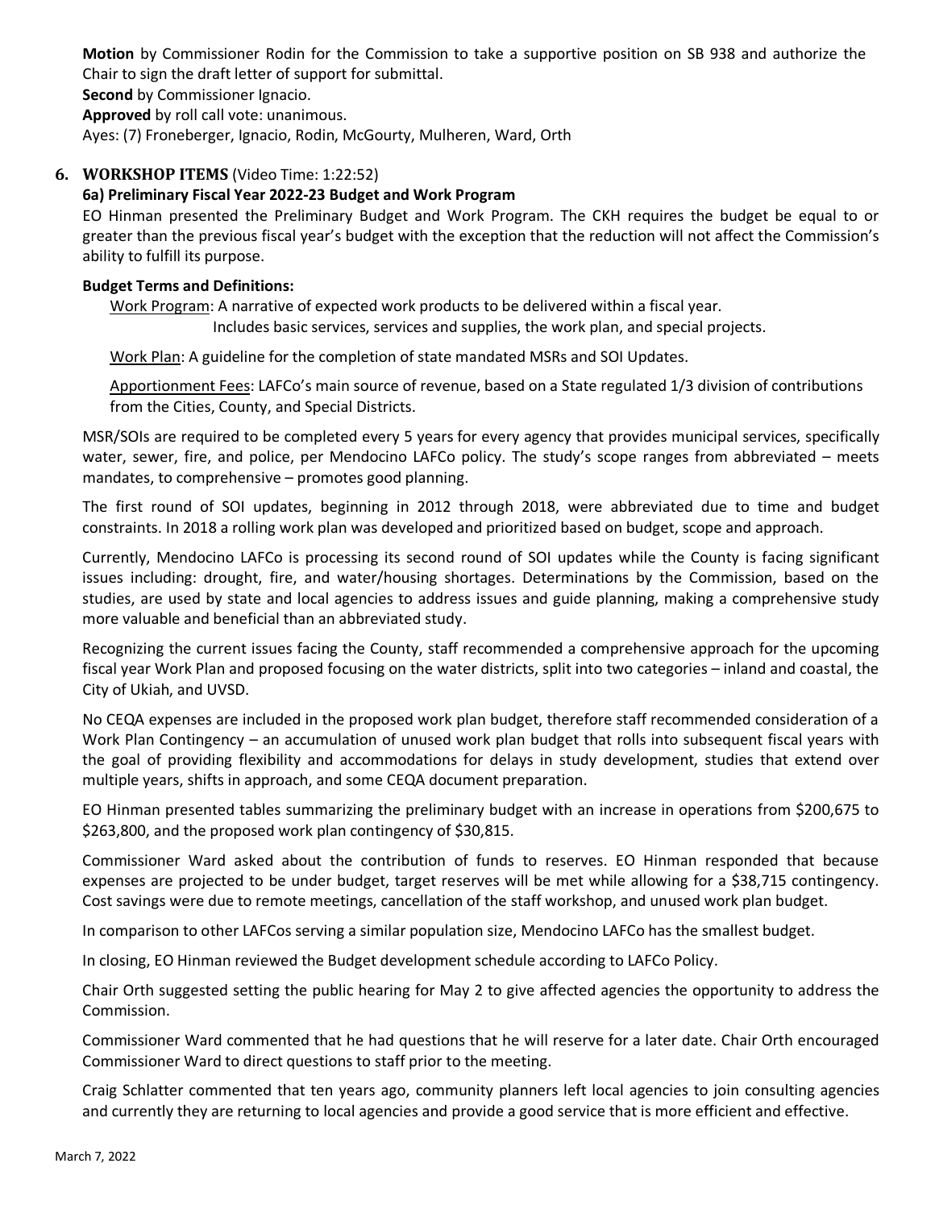**Motion** by Commissioner Rodin for the Commission to take a supportive position on SB 938 and authorize the Chair to sign the draft letter of support for submittal.
**Second** by Commissioner Ignacio.
**Approved** by roll call vote: unanimous.
Ayes: (7) Froneberger, Ignacio, Rodin, McGourty, Mulheren, Ward, Orth

## 6. WORKSHOP ITEMS (Video Time: 1:22:52)

### 6a) Preliminary Fiscal Year 2022-23 Budget and Work Program

EO Hinman presented the Preliminary Budget and Work Program. The CKH requires the budget be equal to or greater than the previous fiscal year's budget with the exception that the reduction will not affect the Commission's ability to fulfill its purpose.

**Budget Terms and Definitions:**

Work Program: A narrative of expected work products to be delivered within a fiscal year. Includes basic services, services and supplies, the work plan, and special projects.

Work Plan: A guideline for the completion of state mandated MSRs and SOI Updates.

Apportionment Fees: LAFCo's main source of revenue, based on a State regulated 1/3 division of contributions from the Cities, County, and Special Districts.

MSR/SOIs are required to be completed every 5 years for every agency that provides municipal services, specifically water, sewer, fire, and police, per Mendocino LAFCo policy. The study's scope ranges from abbreviated – meets mandates, to comprehensive – promotes good planning.

The first round of SOI updates, beginning in 2012 through 2018, were abbreviated due to time and budget constraints. In 2018 a rolling work plan was developed and prioritized based on budget, scope and approach.

Currently, Mendocino LAFCo is processing its second round of SOI updates while the County is facing significant issues including: drought, fire, and water/housing shortages. Determinations by the Commission, based on the studies, are used by state and local agencies to address issues and guide planning, making a comprehensive study more valuable and beneficial than an abbreviated study.

Recognizing the current issues facing the County, staff recommended a comprehensive approach for the upcoming fiscal year Work Plan and proposed focusing on the water districts, split into two categories – inland and coastal, the City of Ukiah, and UVSD.

No CEQA expenses are included in the proposed work plan budget, therefore staff recommended consideration of a Work Plan Contingency – an accumulation of unused work plan budget that rolls into subsequent fiscal years with the goal of providing flexibility and accommodations for delays in study development, studies that extend over multiple years, shifts in approach, and some CEQA document preparation.

EO Hinman presented tables summarizing the preliminary budget with an increase in operations from $200,675 to $263,800, and the proposed work plan contingency of $30,815.

Commissioner Ward asked about the contribution of funds to reserves. EO Hinman responded that because expenses are projected to be under budget, target reserves will be met while allowing for a $38,715 contingency. Cost savings were due to remote meetings, cancellation of the staff workshop, and unused work plan budget.

In comparison to other LAFCos serving a similar population size, Mendocino LAFCo has the smallest budget.

In closing, EO Hinman reviewed the Budget development schedule according to LAFCo Policy.

Chair Orth suggested setting the public hearing for May 2 to give affected agencies the opportunity to address the Commission.

Commissioner Ward commented that he had questions that he will reserve for a later date. Chair Orth encouraged Commissioner Ward to direct questions to staff prior to the meeting.

Craig Schlatter commented that ten years ago, community planners left local agencies to join consulting agencies and currently they are returning to local agencies and provide a good service that is more efficient and effective.

March 7, 2022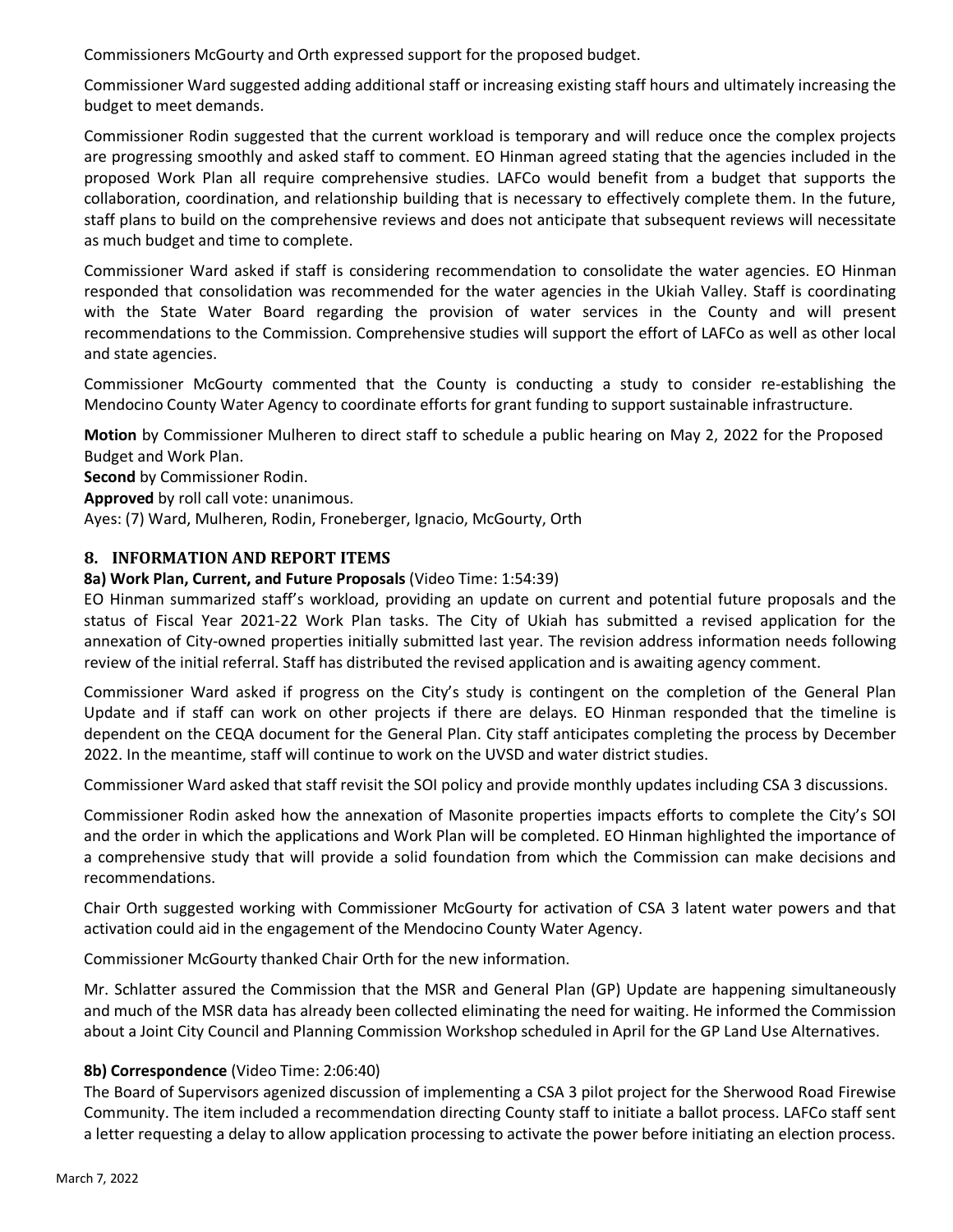Commissioners McGourty and Orth expressed support for the proposed budget.

Commissioner Ward suggested adding additional staff or increasing existing staff hours and ultimately increasing the budget to meet demands.

Commissioner Rodin suggested that the current workload is temporary and will reduce once the complex projects are progressing smoothly and asked staff to comment. EO Hinman agreed stating that the agencies included in the proposed Work Plan all require comprehensive studies. LAFCo would benefit from a budget that supports the collaboration, coordination, and relationship building that is necessary to effectively complete them. In the future, staff plans to build on the comprehensive reviews and does not anticipate that subsequent reviews will necessitate as much budget and time to complete.

Commissioner Ward asked if staff is considering recommendation to consolidate the water agencies. EO Hinman responded that consolidation was recommended for the water agencies in the Ukiah Valley. Staff is coordinating with the State Water Board regarding the provision of water services in the County and will present recommendations to the Commission. Comprehensive studies will support the effort of LAFCo as well as other local and state agencies.

Commissioner McGourty commented that the County is conducting a study to consider re-establishing the Mendocino County Water Agency to coordinate efforts for grant funding to support sustainable infrastructure.

**Motion** by Commissioner Mulheren to direct staff to schedule a public hearing on May 2, 2022 for the Proposed Budget and Work Plan.
**Second** by Commissioner Rodin.
**Approved** by roll call vote: unanimous.
Ayes: (7) Ward, Mulheren, Rodin, Froneberger, Ignacio, McGourty, Orth

## 8. INFORMATION AND REPORT ITEMS

**8a) Work Plan, Current, and Future Proposals** (Video Time: 1:54:39)
EO Hinman summarized staff's workload, providing an update on current and potential future proposals and the status of Fiscal Year 2021-22 Work Plan tasks. The City of Ukiah has submitted a revised application for the annexation of City-owned properties initially submitted last year. The revision address information needs following review of the initial referral. Staff has distributed the revised application and is awaiting agency comment.

Commissioner Ward asked if progress on the City's study is contingent on the completion of the General Plan Update and if staff can work on other projects if there are delays. EO Hinman responded that the timeline is dependent on the CEQA document for the General Plan. City staff anticipates completing the process by December 2022. In the meantime, staff will continue to work on the UVSD and water district studies.

Commissioner Ward asked that staff revisit the SOI policy and provide monthly updates including CSA 3 discussions.

Commissioner Rodin asked how the annexation of Masonite properties impacts efforts to complete the City's SOI and the order in which the applications and Work Plan will be completed. EO Hinman highlighted the importance of a comprehensive study that will provide a solid foundation from which the Commission can make decisions and recommendations.

Chair Orth suggested working with Commissioner McGourty for activation of CSA 3 latent water powers and that activation could aid in the engagement of the Mendocino County Water Agency.

Commissioner McGourty thanked Chair Orth for the new information.

Mr. Schlatter assured the Commission that the MSR and General Plan (GP) Update are happening simultaneously and much of the MSR data has already been collected eliminating the need for waiting. He informed the Commission about a Joint City Council and Planning Commission Workshop scheduled in April for the GP Land Use Alternatives.

**8b) Correspondence** (Video Time: 2:06:40)
The Board of Supervisors agenized discussion of implementing a CSA 3 pilot project for the Sherwood Road Firewise Community. The item included a recommendation directing County staff to initiate a ballot process. LAFCo staff sent a letter requesting a delay to allow application processing to activate the power before initiating an election process.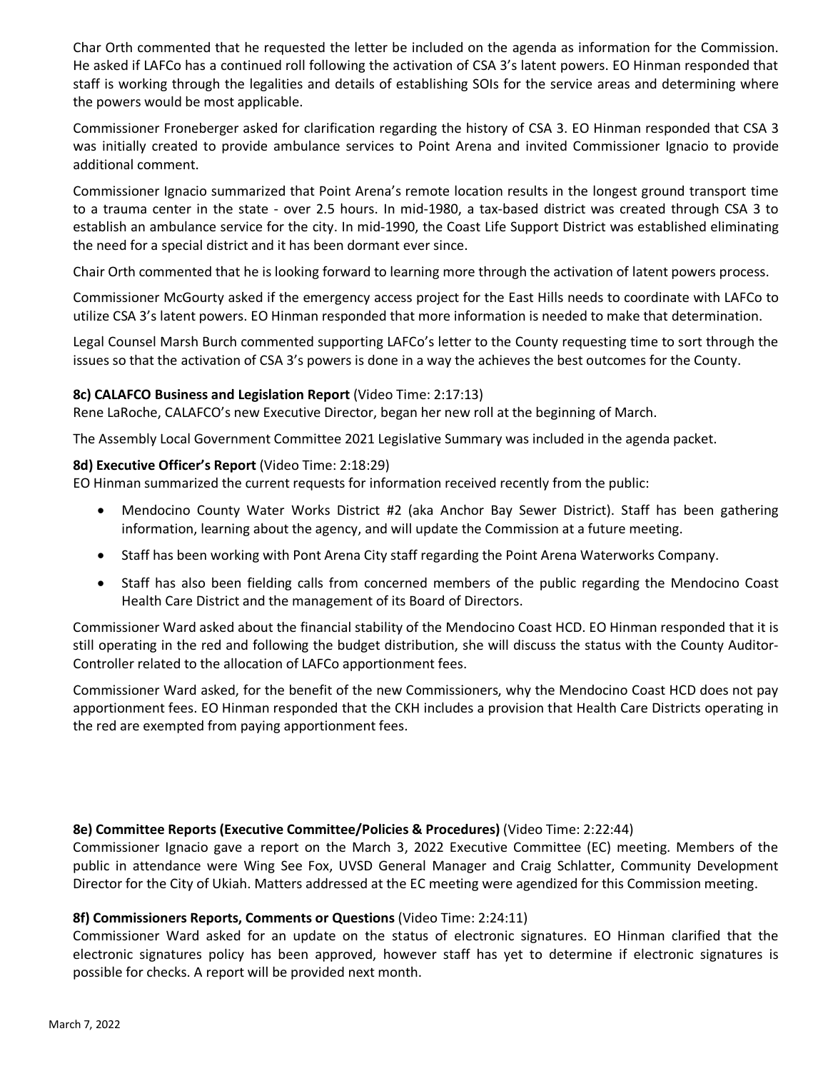Char Orth commented that he requested the letter be included on the agenda as information for the Commission. He asked if LAFCo has a continued roll following the activation of CSA 3's latent powers. EO Hinman responded that staff is working through the legalities and details of establishing SOIs for the service areas and determining where the powers would be most applicable.

Commissioner Froneberger asked for clarification regarding the history of CSA 3. EO Hinman responded that CSA 3 was initially created to provide ambulance services to Point Arena and invited Commissioner Ignacio to provide additional comment.

Commissioner Ignacio summarized that Point Arena's remote location results in the longest ground transport time to a trauma center in the state - over 2.5 hours. In mid-1980, a tax-based district was created through CSA 3 to establish an ambulance service for the city. In mid-1990, the Coast Life Support District was established eliminating the need for a special district and it has been dormant ever since.

Chair Orth commented that he is looking forward to learning more through the activation of latent powers process.

Commissioner McGourty asked if the emergency access project for the East Hills needs to coordinate with LAFCo to utilize CSA 3's latent powers. EO Hinman responded that more information is needed to make that determination.

Legal Counsel Marsh Burch commented supporting LAFCo's letter to the County requesting time to sort through the issues so that the activation of CSA 3's powers is done in a way the achieves the best outcomes for the County.

**8c) CALAFCO Business and Legislation Report** (Video Time: 2:17:13)
Rene LaRoche, CALAFCO's new Executive Director, began her new roll at the beginning of March.

The Assembly Local Government Committee 2021 Legislative Summary was included in the agenda packet.

**8d) Executive Officer's Report** (Video Time: 2:18:29)
EO Hinman summarized the current requests for information received recently from the public:

- Mendocino County Water Works District #2 (aka Anchor Bay Sewer District). Staff has been gathering information, learning about the agency, and will update the Commission at a future meeting.
- Staff has been working with Pont Arena City staff regarding the Point Arena Waterworks Company.
- Staff has also been fielding calls from concerned members of the public regarding the Mendocino Coast Health Care District and the management of its Board of Directors.

Commissioner Ward asked about the financial stability of the Mendocino Coast HCD. EO Hinman responded that it is still operating in the red and following the budget distribution, she will discuss the status with the County Auditor-Controller related to the allocation of LAFCo apportionment fees.

Commissioner Ward asked, for the benefit of the new Commissioners, why the Mendocino Coast HCD does not pay apportionment fees. EO Hinman responded that the CKH includes a provision that Health Care Districts operating in the red are exempted from paying apportionment fees.

**8e) Committee Reports (Executive Committee/Policies & Procedures)** (Video Time: 2:22:44)
Commissioner Ignacio gave a report on the March 3, 2022 Executive Committee (EC) meeting. Members of the public in attendance were Wing See Fox, UVSD General Manager and Craig Schlatter, Community Development Director for the City of Ukiah. Matters addressed at the EC meeting were agendized for this Commission meeting.

**8f) Commissioners Reports, Comments or Questions** (Video Time: 2:24:11)
Commissioner Ward asked for an update on the status of electronic signatures. EO Hinman clarified that the electronic signatures policy has been approved, however staff has yet to determine if electronic signatures is possible for checks. A report will be provided next month.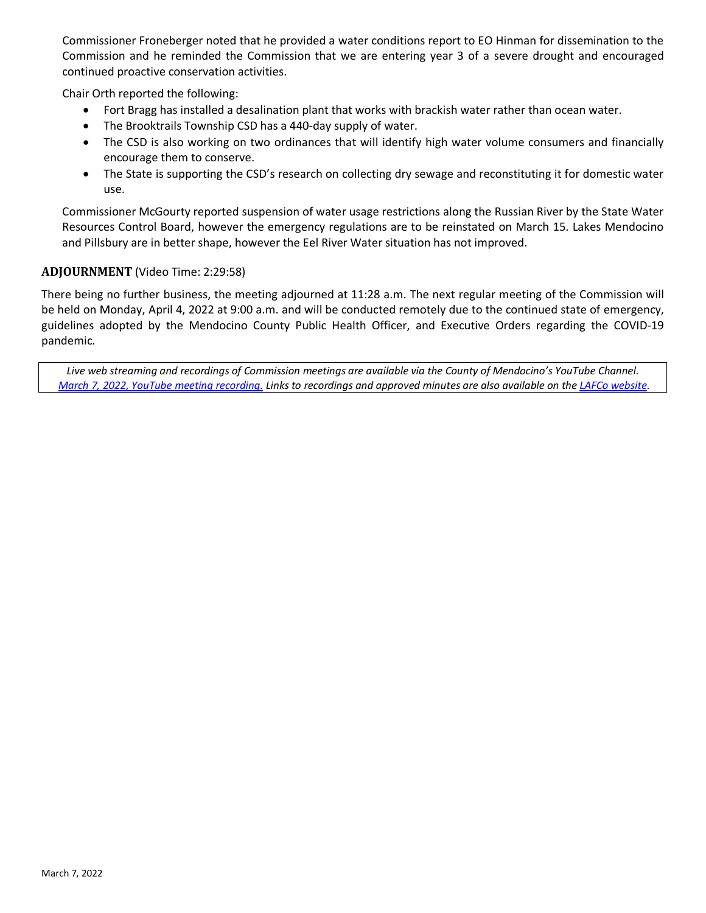Commissioner Froneberger noted that he provided a water conditions report to EO Hinman for dissemination to the Commission and he reminded the Commission that we are entering year 3 of a severe drought and encouraged continued proactive conservation activities.

Chair Orth reported the following:

- Fort Bragg has installed a desalination plant that works with brackish water rather than ocean water.
- The Brooktrails Township CSD has a 440-day supply of water.
- The CSD is also working on two ordinances that will identify high water volume consumers and financially encourage them to conserve.
- The State is supporting the CSD's research on collecting dry sewage and reconstituting it for domestic water use.

Commissioner McGourty reported suspension of water usage restrictions along the Russian River by the State Water Resources Control Board, however the emergency regulations are to be reinstated on March 15. Lakes Mendocino and Pillsbury are in better shape, however the Eel River Water situation has not improved.

**ADJOURNMENT** (Video Time: 2:29:58)

There being no further business, the meeting adjourned at 11:28 a.m. The next regular meeting of the Commission will be held on Monday, April 4, 2022 at 9:00 a.m. and will be conducted remotely due to the continued state of emergency, guidelines adopted by the Mendocino County Public Health Officer, and Executive Orders regarding the COVID-19 pandemic.

*Live web streaming and recordings of Commission meetings are available via the County of Mendocino's YouTube Channel. March 7, 2022, YouTube meeting recording. Links to recordings and approved minutes are also available on the LAFCo website.*